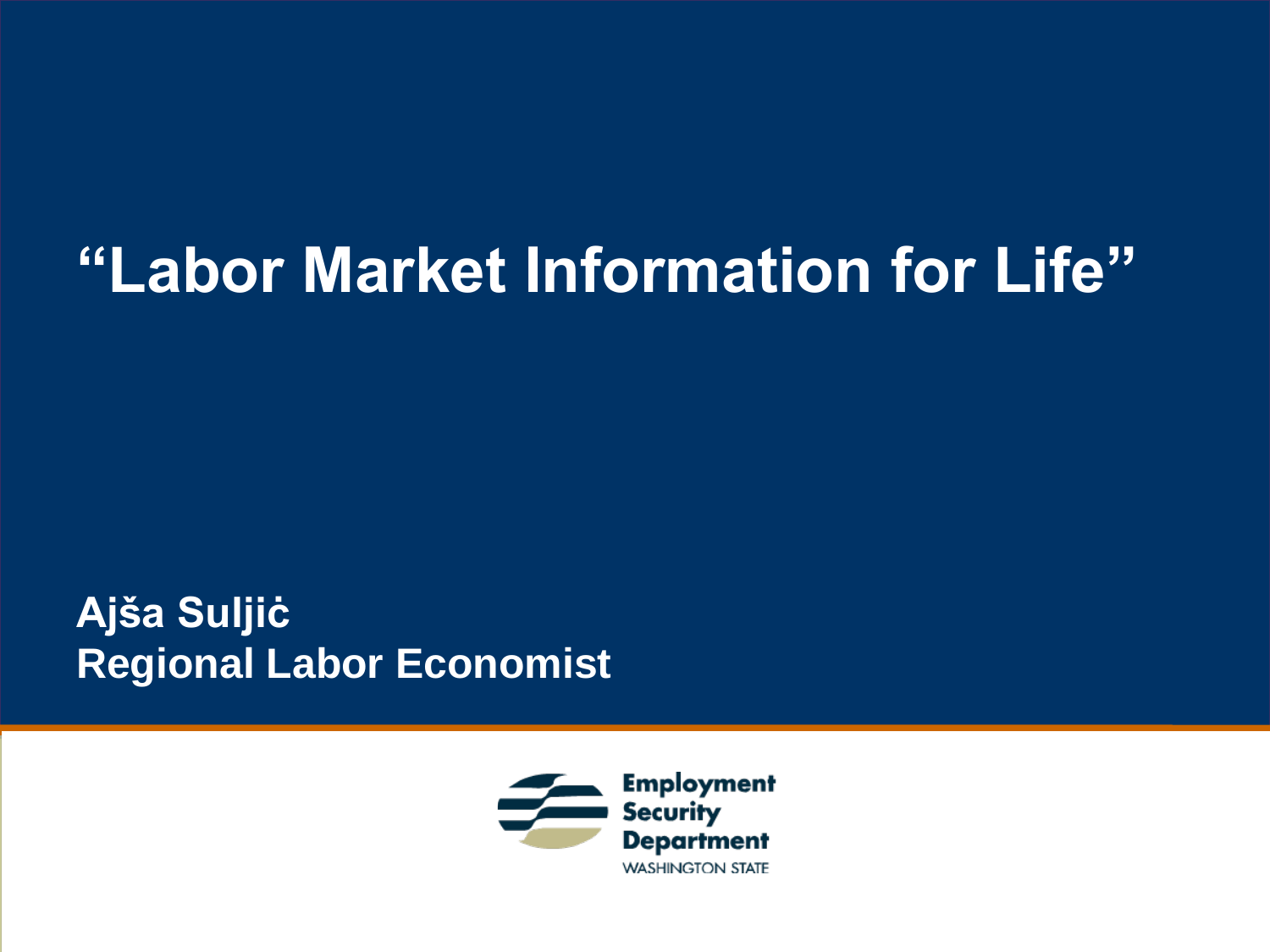# “Labor Market Information for Life”

**Ajša Suljiċ**
**Regional Labor Economist**

Employment Security Department
WASHINGTON STATE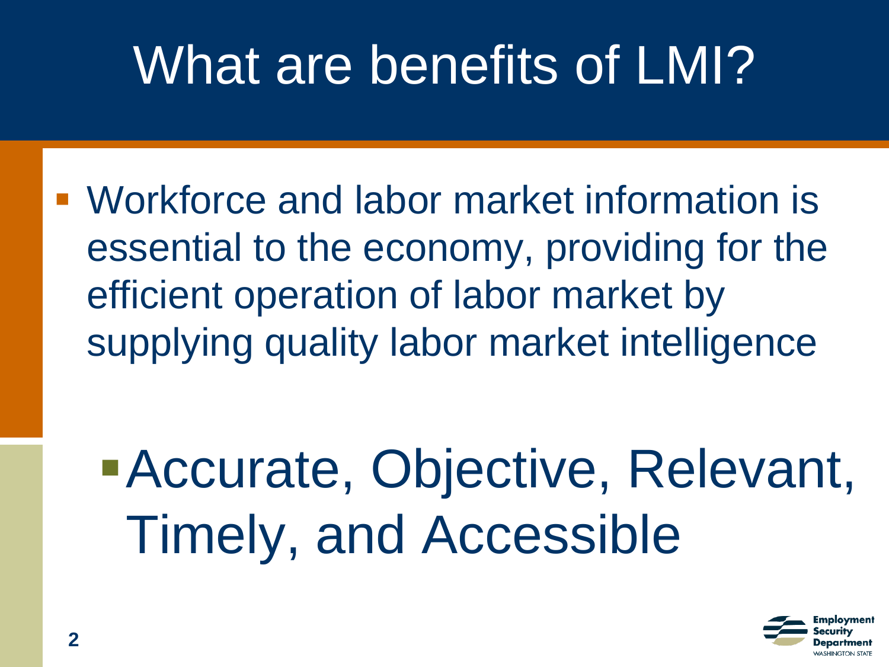# What are benefits of LMI?

- Workforce and labor market information is essential to the economy, providing for the efficient operation of labor market by supplying quality labor market intelligence

  - Accurate, Objective, Relevant, Timely, and Accessible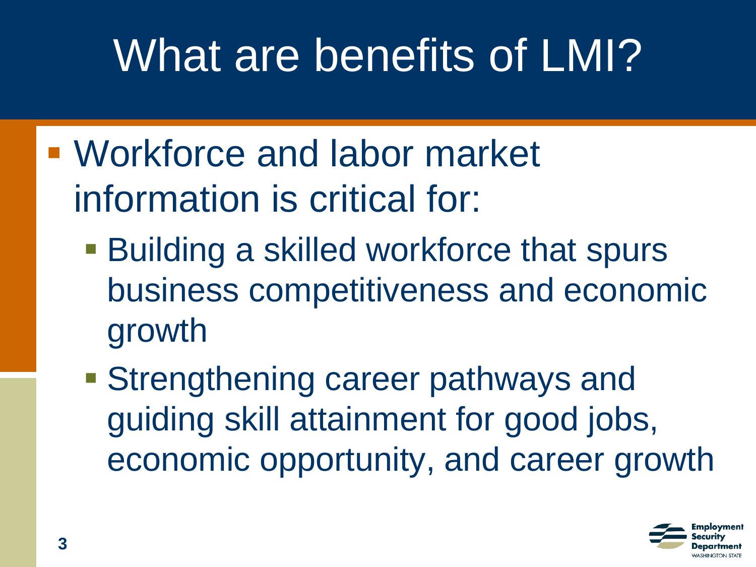# What are benefits of LMI?

- Workforce and labor market information is critical for:
  - Building a skilled workforce that spurs business competitiveness and economic growth
  - Strengthening career pathways and guiding skill attainment for good jobs, economic opportunity, and career growth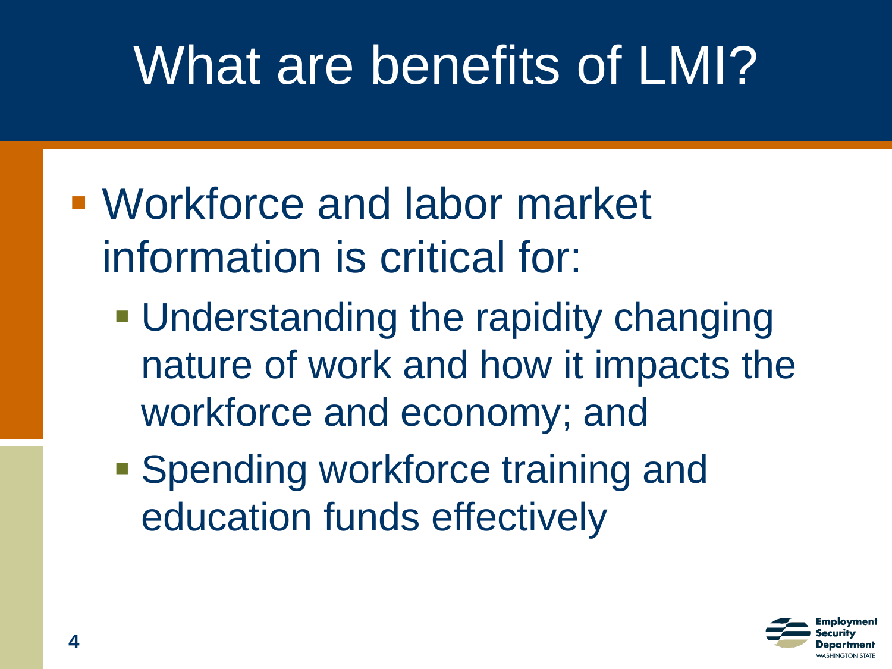# What are benefits of LMI?

- Workforce and labor market information is critical for:
  - Understanding the rapidity changing nature of work and how it impacts the workforce and economy; and
  - Spending workforce training and education funds effectively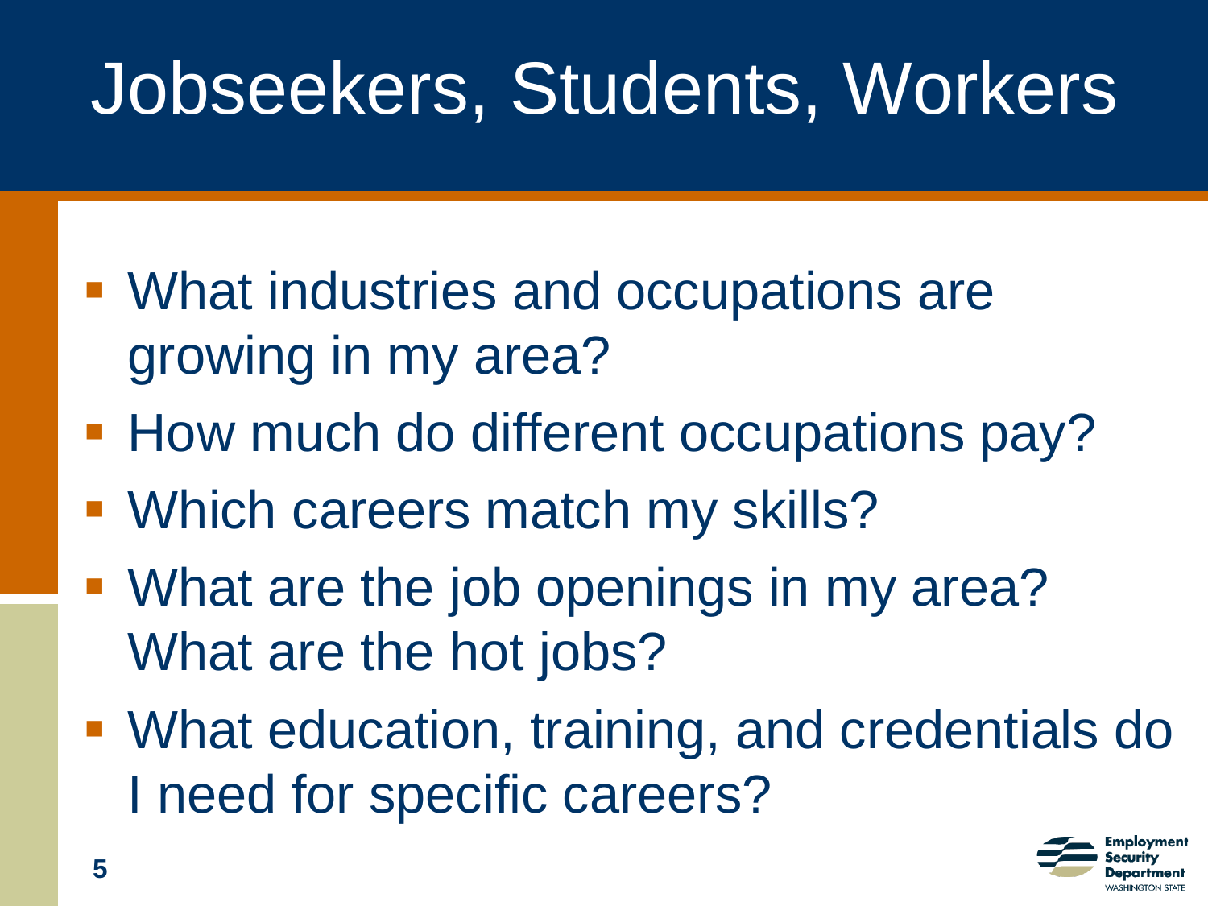# Jobseekers, Students, Workers

- What industries and occupations are growing in my area?
- How much do different occupations pay?
- Which careers match my skills?
- What are the job openings in my area? What are the hot jobs?
- What education, training, and credentials do I need for specific careers?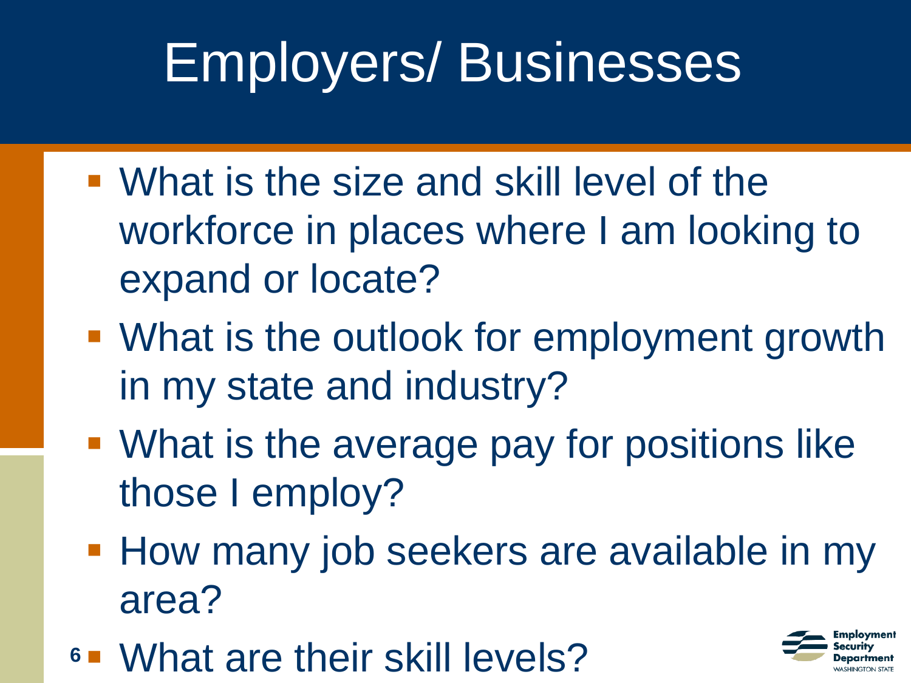# Employers/ Businesses

- What is the size and skill level of the workforce in places where I am looking to expand or locate?
- What is the outlook for employment growth in my state and industry?
- What is the average pay for positions like those I employ?
- How many job seekers are available in my area?
- What are their skill levels?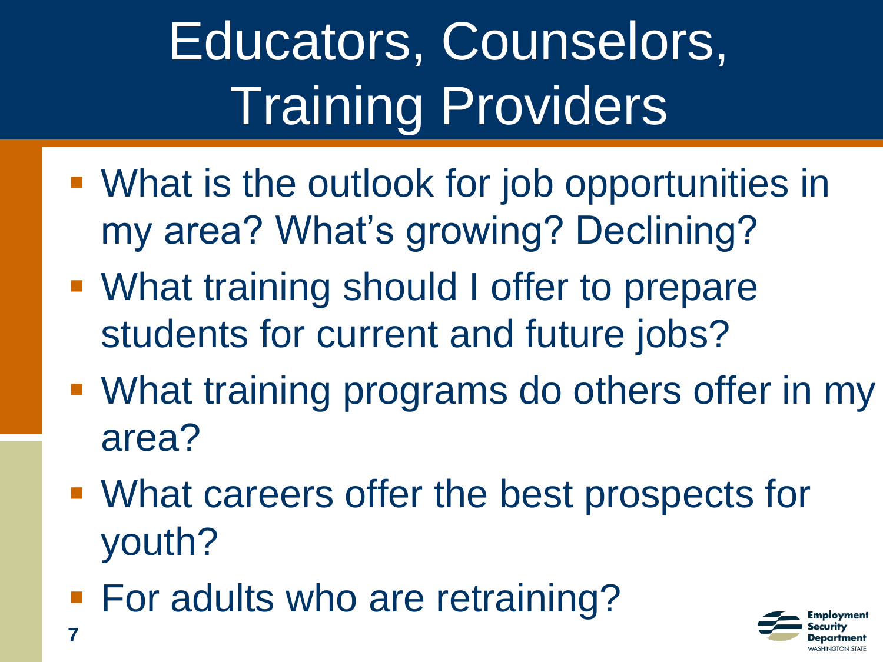# Educators, Counselors, Training Providers

- What is the outlook for job opportunities in my area? What's growing? Declining?
- What training should I offer to prepare students for current and future jobs?
- What training programs do others offer in my area?
- What careers offer the best prospects for youth?
- For adults who are retraining?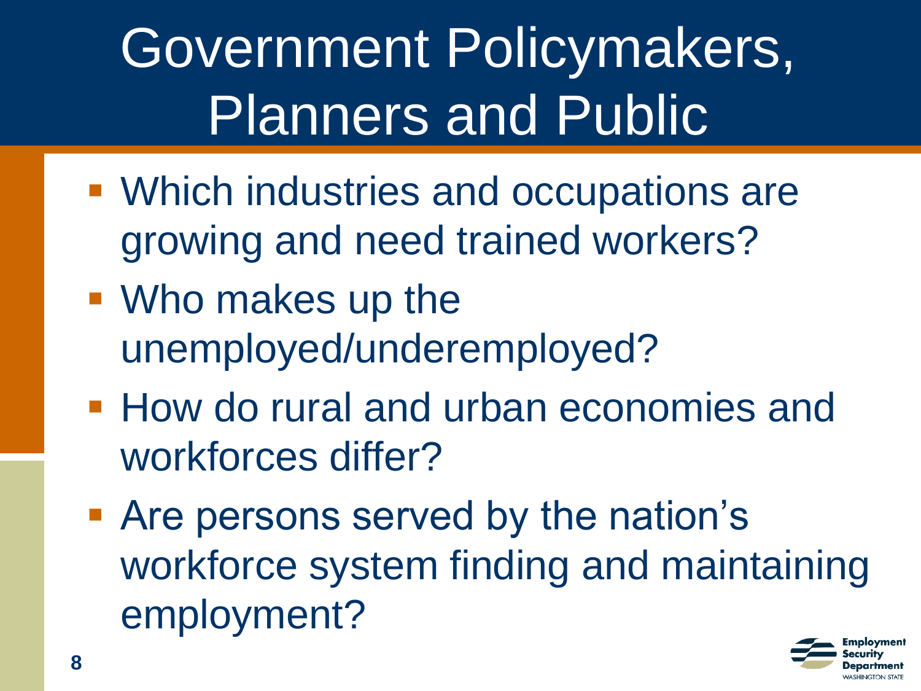# Government Policymakers, Planners and Public

- Which industries and occupations are growing and need trained workers?
- Who makes up the unemployed/underemployed?
- How do rural and urban economies and workforces differ?
- Are persons served by the nation's workforce system finding and maintaining employment?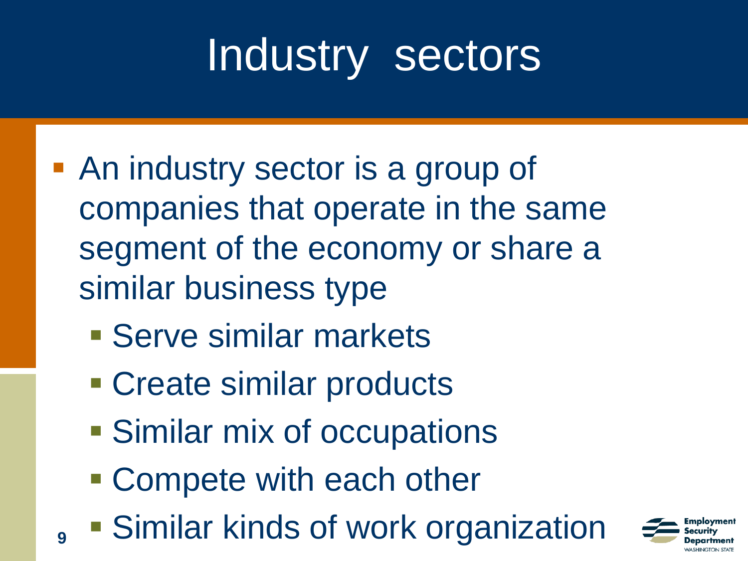# Industry sectors

- An industry sector is a group of companies that operate in the same segment of the economy or share a similar business type
  - Serve similar markets
  - Create similar products
  - Similar mix of occupations
  - Compete with each other
  - Similar kinds of work organization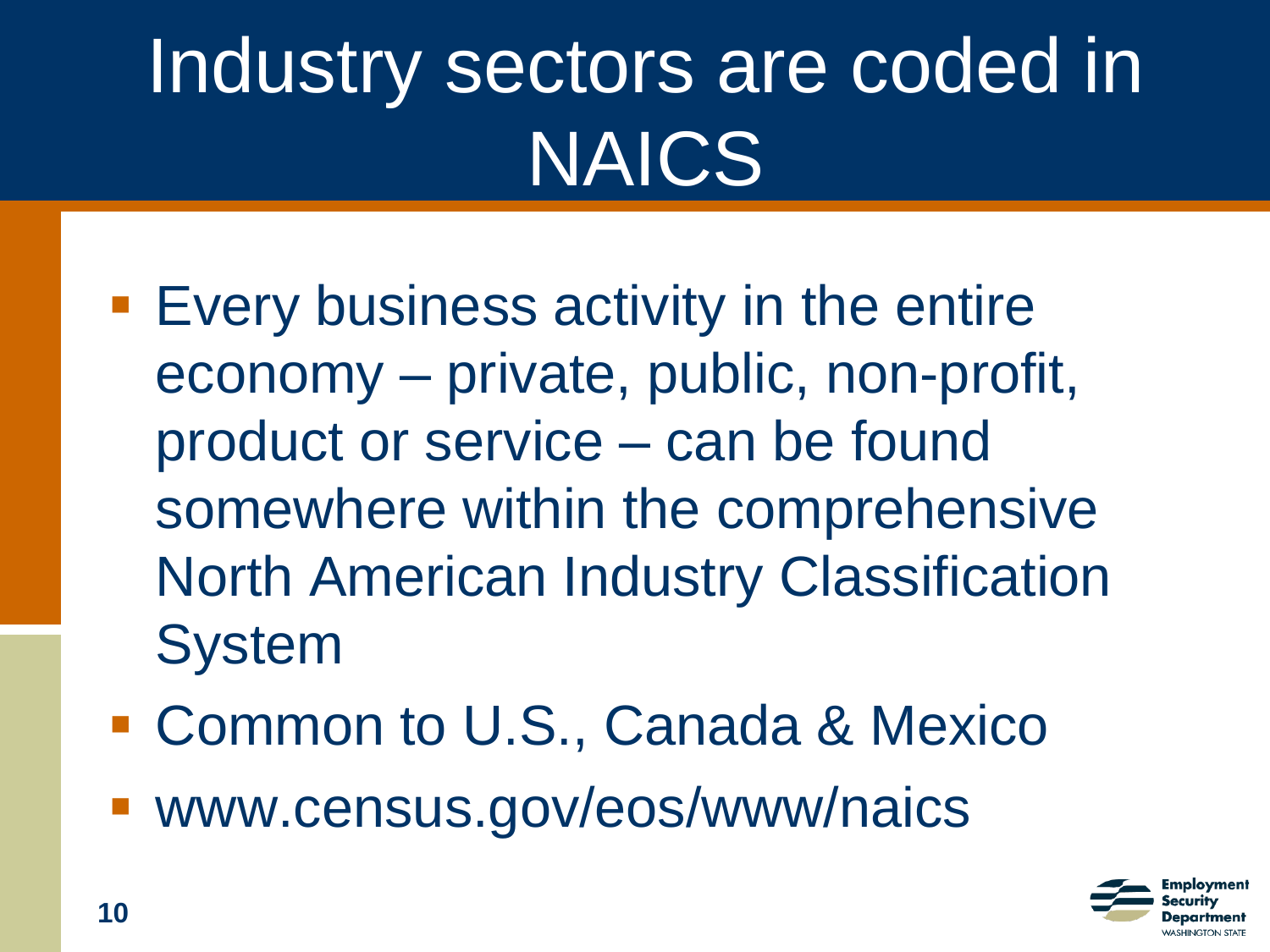# Industry sectors are coded in NAICS

- Every business activity in the entire economy – private, public, non-profit, product or service – can be found somewhere within the comprehensive North American Industry Classification System
- Common to U.S., Canada & Mexico
- www.census.gov/eos/www/naics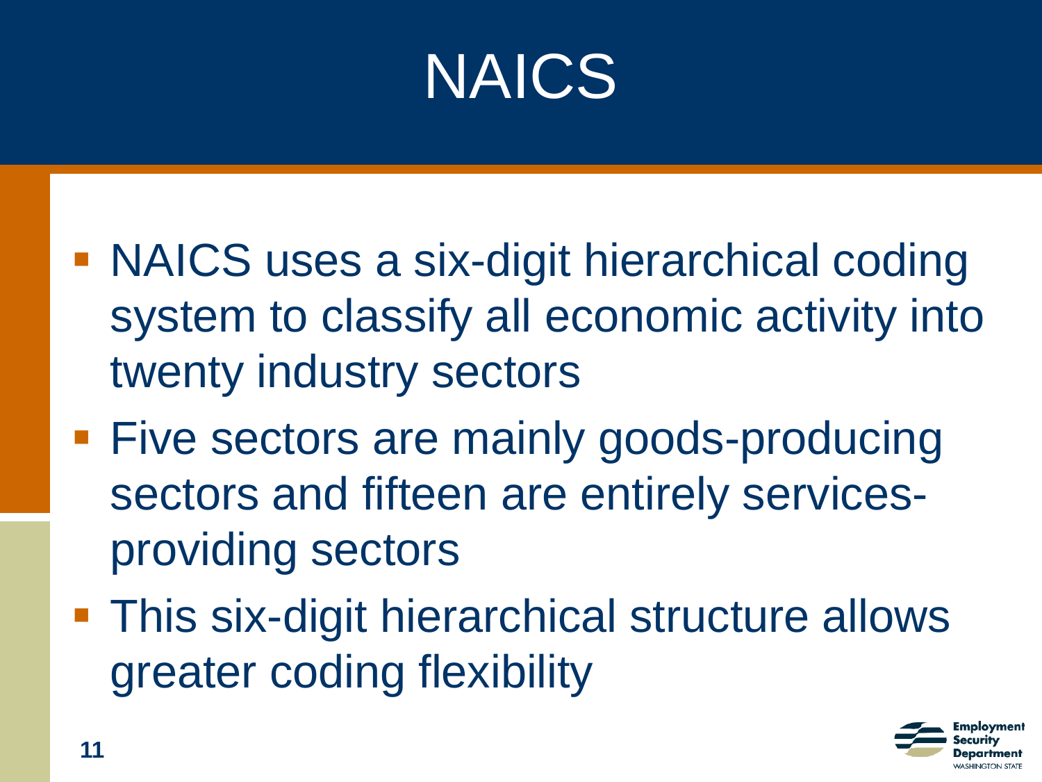# NAICS

- NAICS uses a six-digit hierarchical coding system to classify all economic activity into twenty industry sectors
- Five sectors are mainly goods-producing sectors and fifteen are entirely services-providing sectors
- This six-digit hierarchical structure allows greater coding flexibility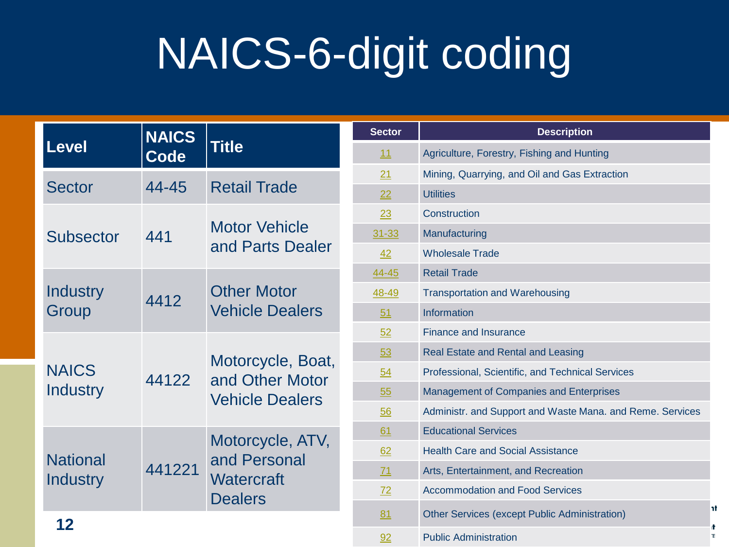# NAICS-6-digit coding

| Level | NAICS Code | Title |
|---|---|---|
| Sector | 44-45 | Retail Trade |
| Subsector | 441 | Motor Vehicle and Parts Dealer |
| Industry Group | 4412 | Other Motor Vehicle Dealers |
| NAICS Industry | 44122 | Motorcycle, Boat, and Other Motor Vehicle Dealers |
| National Industry | 441221 | Motorcycle, ATV, and Personal Watercraft Dealers |

| Sector | Description |
|---|---|
| 11 | Agriculture, Forestry, Fishing and Hunting |
| 21 | Mining, Quarrying, and Oil and Gas Extraction |
| 22 | Utilities |
| 23 | Construction |
| 31-33 | Manufacturing |
| 42 | Wholesale Trade |
| 44-45 | Retail Trade |
| 48-49 | Transportation and Warehousing |
| 51 | Information |
| 52 | Finance and Insurance |
| 53 | Real Estate and Rental and Leasing |
| 54 | Professional, Scientific, and Technical Services |
| 55 | Management of Companies and Enterprises |
| 56 | Administr. and Support and Waste Mana. and Reme. Services |
| 61 | Educational Services |
| 62 | Health Care and Social Assistance |
| 71 | Arts, Entertainment, and Recreation |
| 72 | Accommodation and Food Services |
| 81 | Other Services (except Public Administration) |
| 92 | Public Administration |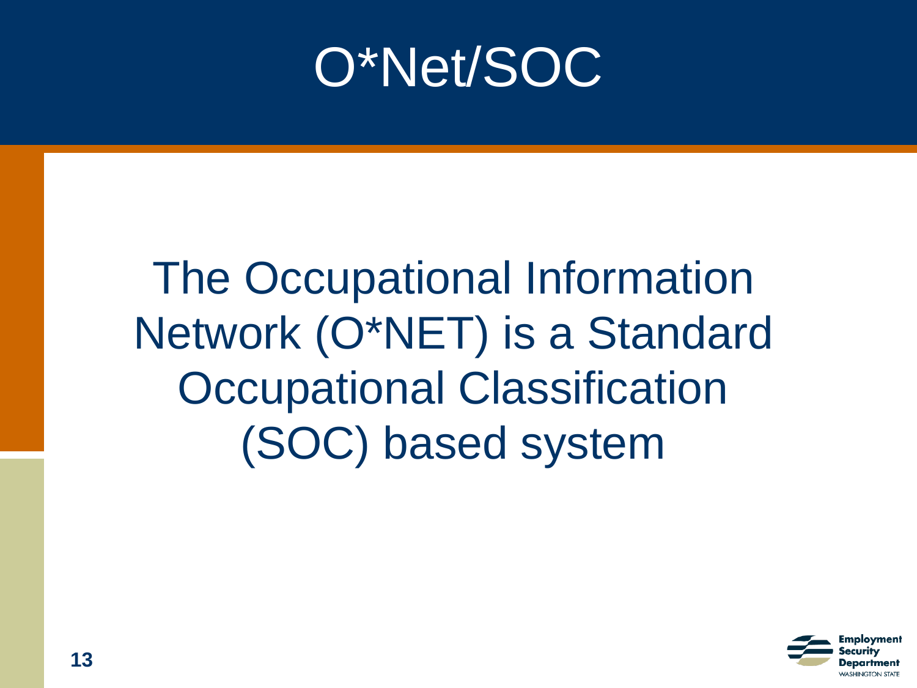# O*Net/SOC

The Occupational Information Network (O*NET) is a Standard Occupational Classification (SOC) based system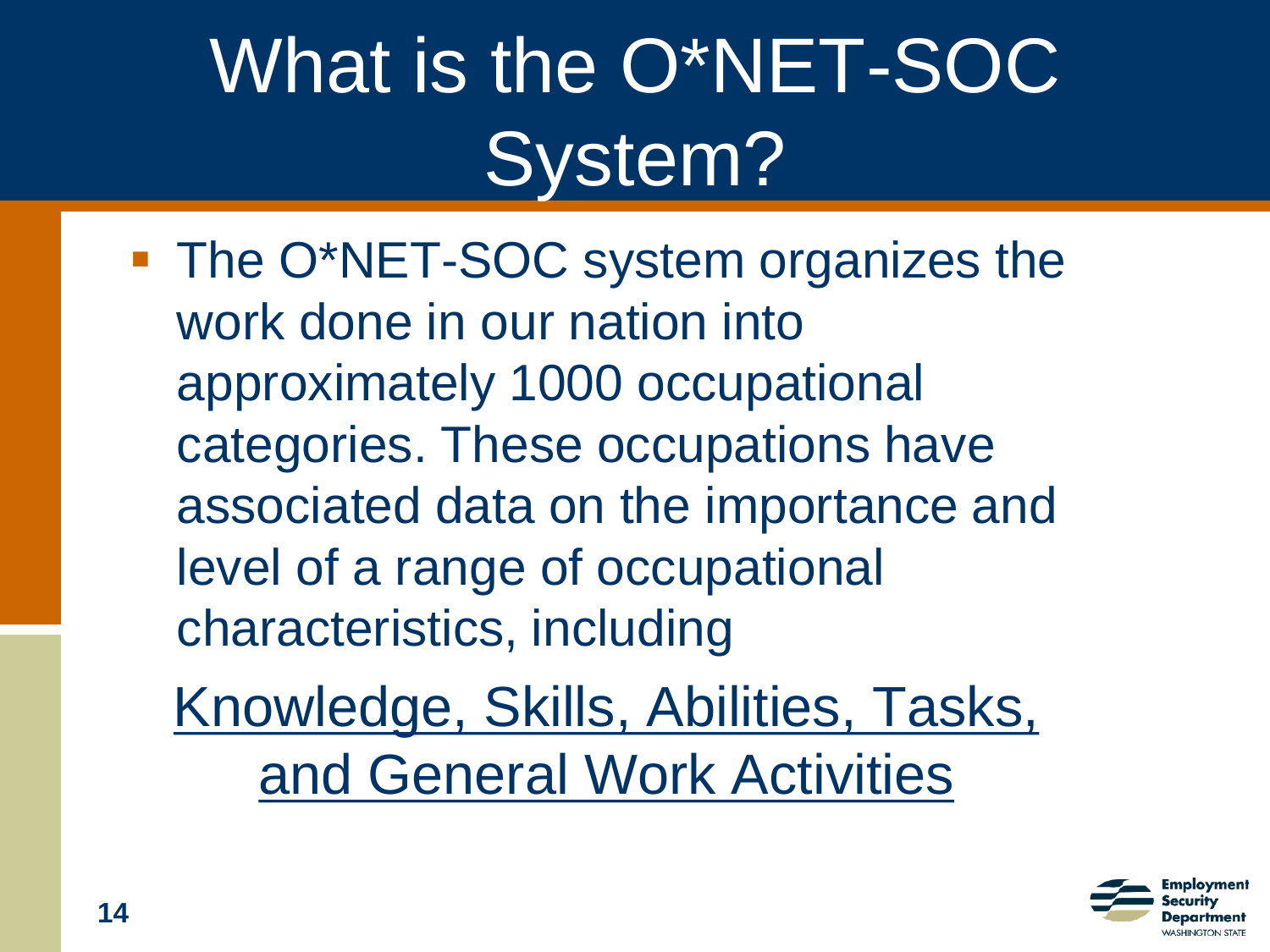# What is the O*NET-SOC System?

- The O*NET-SOC system organizes the work done in our nation into approximately 1000 occupational categories. These occupations have associated data on the importance and level of a range of occupational characteristics, including

  Knowledge, Skills, Abilities, Tasks, and General Work Activities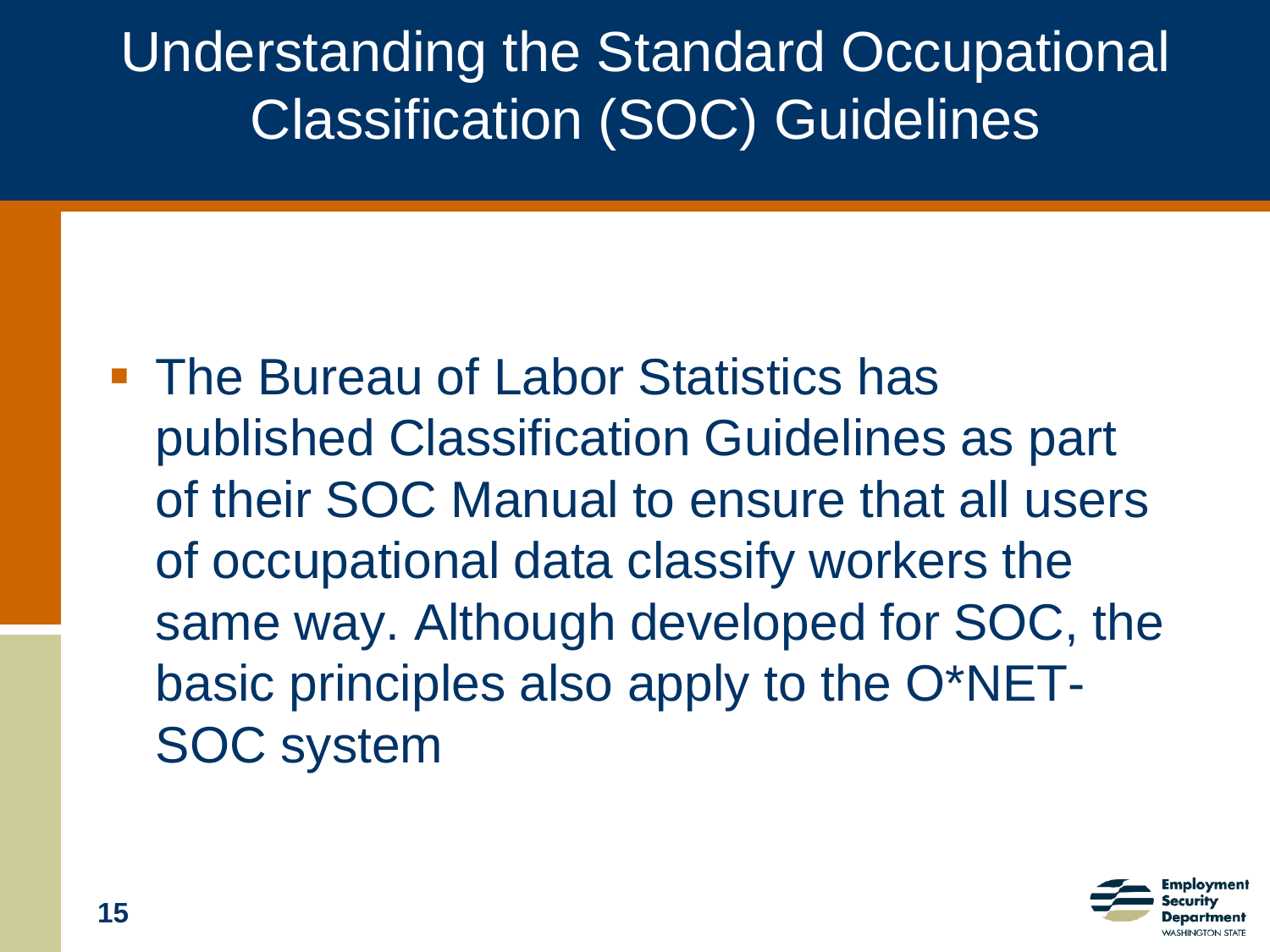# Understanding the Standard Occupational Classification (SOC) Guidelines

- The Bureau of Labor Statistics has published Classification Guidelines as part of their SOC Manual to ensure that all users of occupational data classify workers the same way. Although developed for SOC, the basic principles also apply to the O*NET-SOC system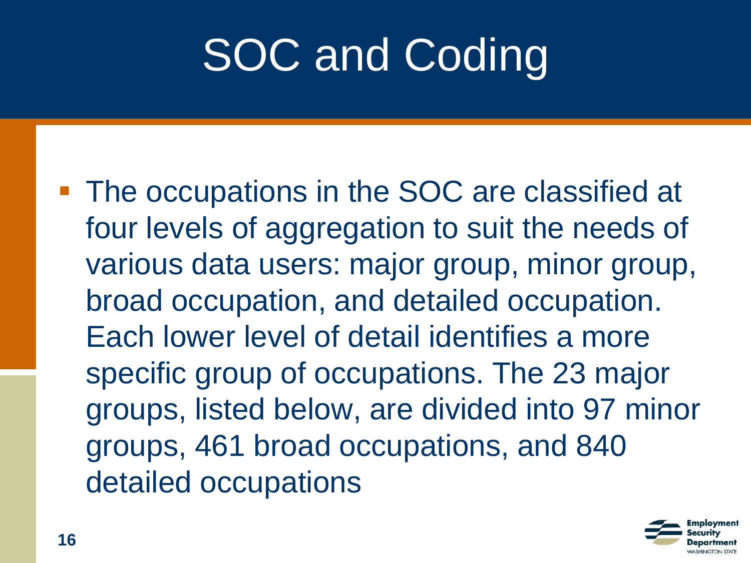# SOC and Coding

- The occupations in the SOC are classified at four levels of aggregation to suit the needs of various data users: major group, minor group, broad occupation, and detailed occupation. Each lower level of detail identifies a more specific group of occupations. The 23 major groups, listed below, are divided into 97 minor groups, 461 broad occupations, and 840 detailed occupations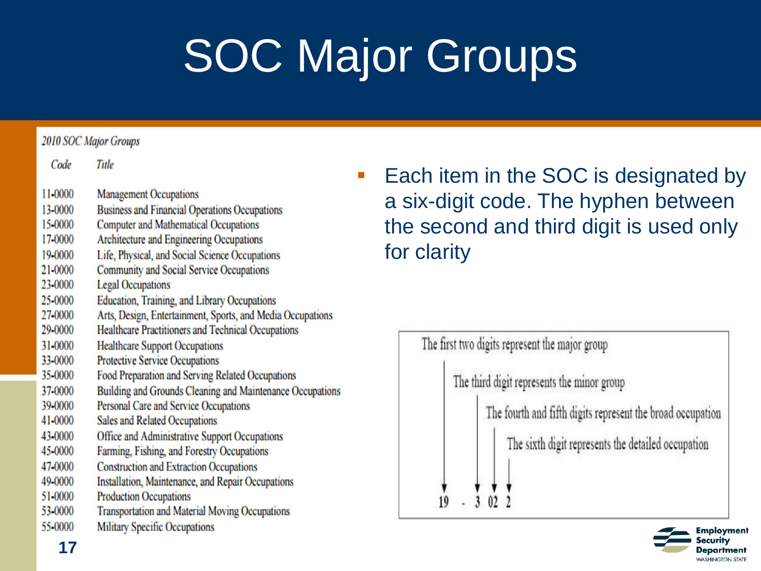# SOC Major Groups

*2010 SOC Major Groups*

| *Code* | *Title* |
| --- | --- |
| 11-0000 | Management Occupations |
| 13-0000 | Business and Financial Operations Occupations |
| 15-0000 | Computer and Mathematical Occupations |
| 17-0000 | Architecture and Engineering Occupations |
| 19-0000 | Life, Physical, and Social Science Occupations |
| 21-0000 | Community and Social Service Occupations |
| 23-0000 | Legal Occupations |
| 25-0000 | Education, Training, and Library Occupations |
| 27-0000 | Arts, Design, Entertainment, Sports, and Media Occupations |
| 29-0000 | Healthcare Practitioners and Technical Occupations |
| 31-0000 | Healthcare Support Occupations |
| 33-0000 | Protective Service Occupations |
| 35-0000 | Food Preparation and Serving Related Occupations |
| 37-0000 | Building and Grounds Cleaning and Maintenance Occupations |
| 39-0000 | Personal Care and Service Occupations |
| 41-0000 | Sales and Related Occupations |
| 43-0000 | Office and Administrative Support Occupations |
| 45-0000 | Farming, Fishing, and Forestry Occupations |
| 47-0000 | Construction and Extraction Occupations |
| 49-0000 | Installation, Maintenance, and Repair Occupations |
| 51-0000 | Production Occupations |
| 53-0000 | Transportation and Material Moving Occupations |
| 55-0000 | Military Specific Occupations |

- Each item in the SOC is designated by a six-digit code. The hyphen between the second and third digit is used only for clarity

The first two digits represent the major group

The third digit represents the minor group

The fourth and fifth digits represent the broad occupation

The sixth digit represents the detailed occupation

19 - 3 02 2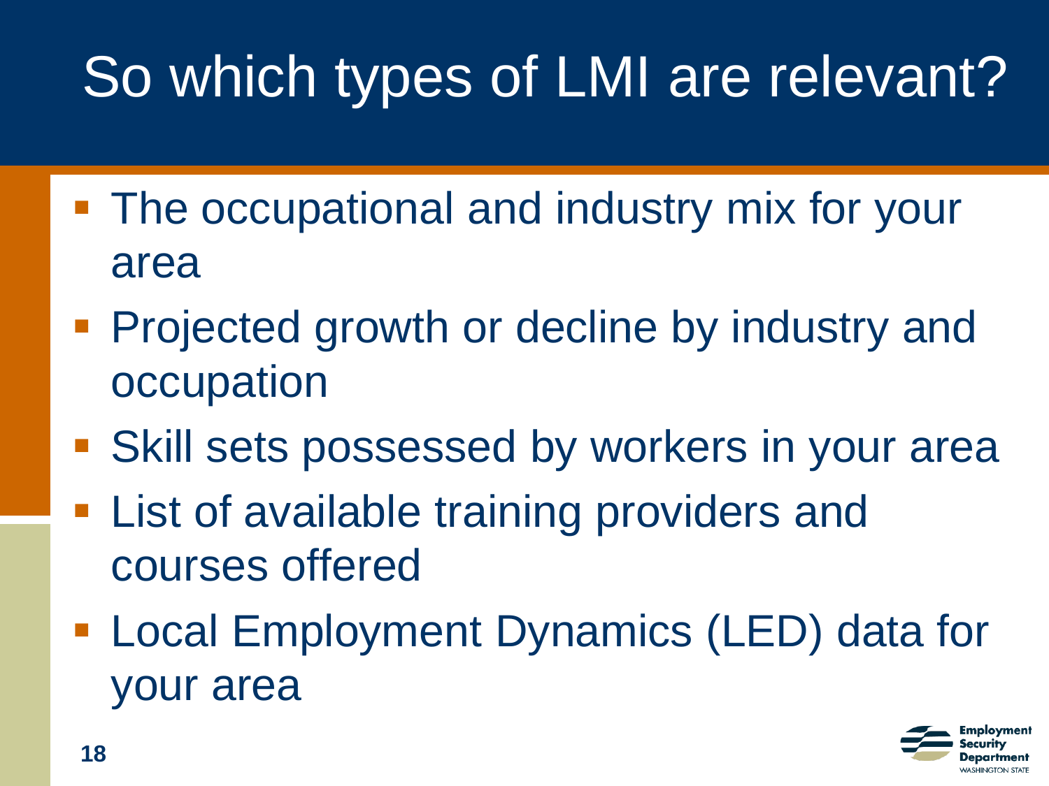# So which types of LMI are relevant?

- The occupational and industry mix for your area
- Projected growth or decline by industry and occupation
- Skill sets possessed by workers in your area
- List of available training providers and courses offered
- Local Employment Dynamics (LED) data for your area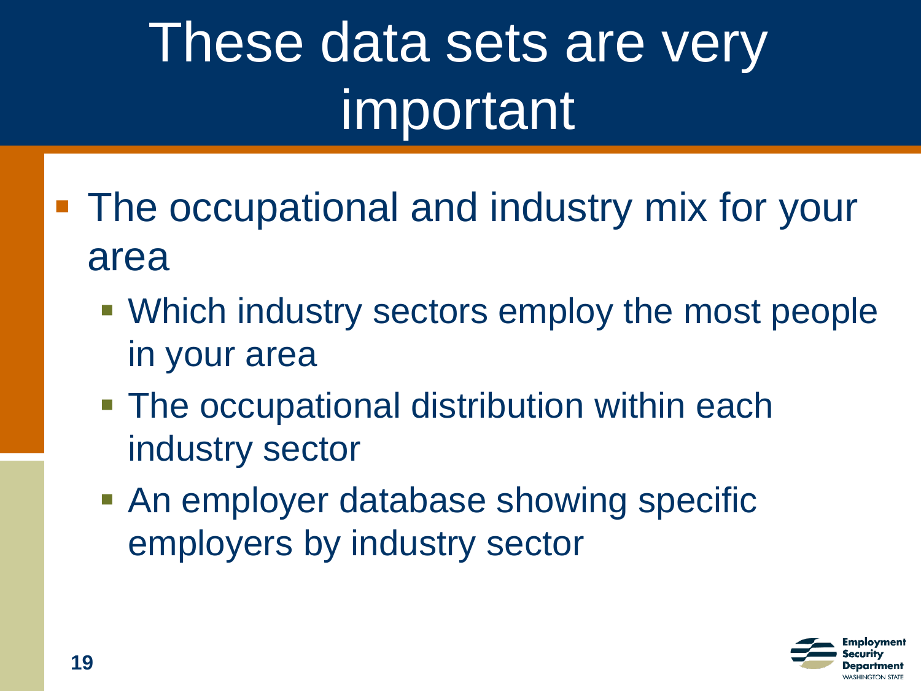# These data sets are very important

- The occupational and industry mix for your area
  - Which industry sectors employ the most people in your area
  - The occupational distribution within each industry sector
  - An employer database showing specific employers by industry sector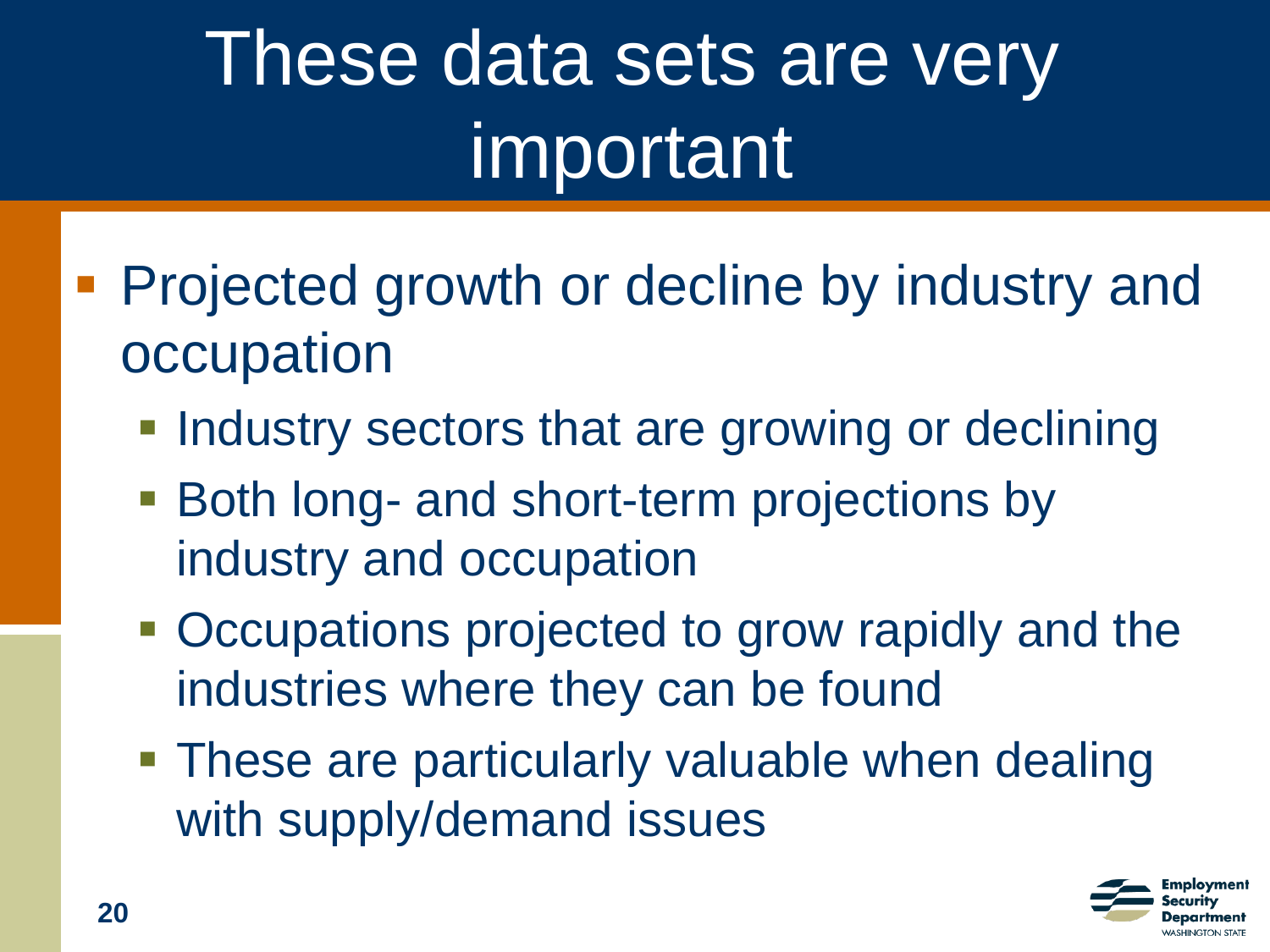# These data sets are very important

- Projected growth or decline by industry and occupation
  - Industry sectors that are growing or declining
  - Both long- and short-term projections by industry and occupation
  - Occupations projected to grow rapidly and the industries where they can be found
  - These are particularly valuable when dealing with supply/demand issues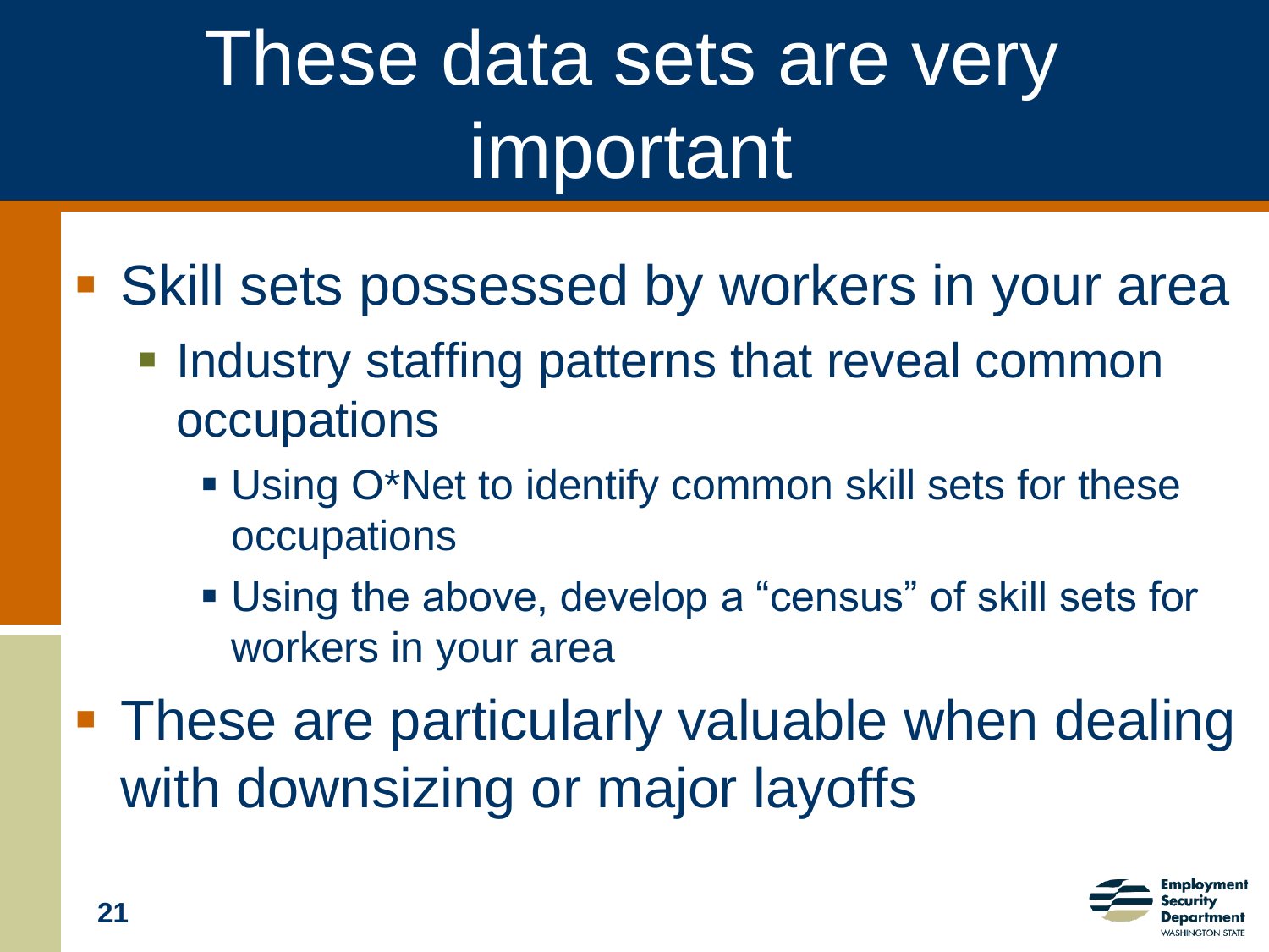# These data sets are very important

- Skill sets possessed by workers in your area
  - Industry staffing patterns that reveal common occupations
    - Using O*Net to identify common skill sets for these occupations
    - Using the above, develop a “census” of skill sets for workers in your area
- These are particularly valuable when dealing with downsizing or major layoffs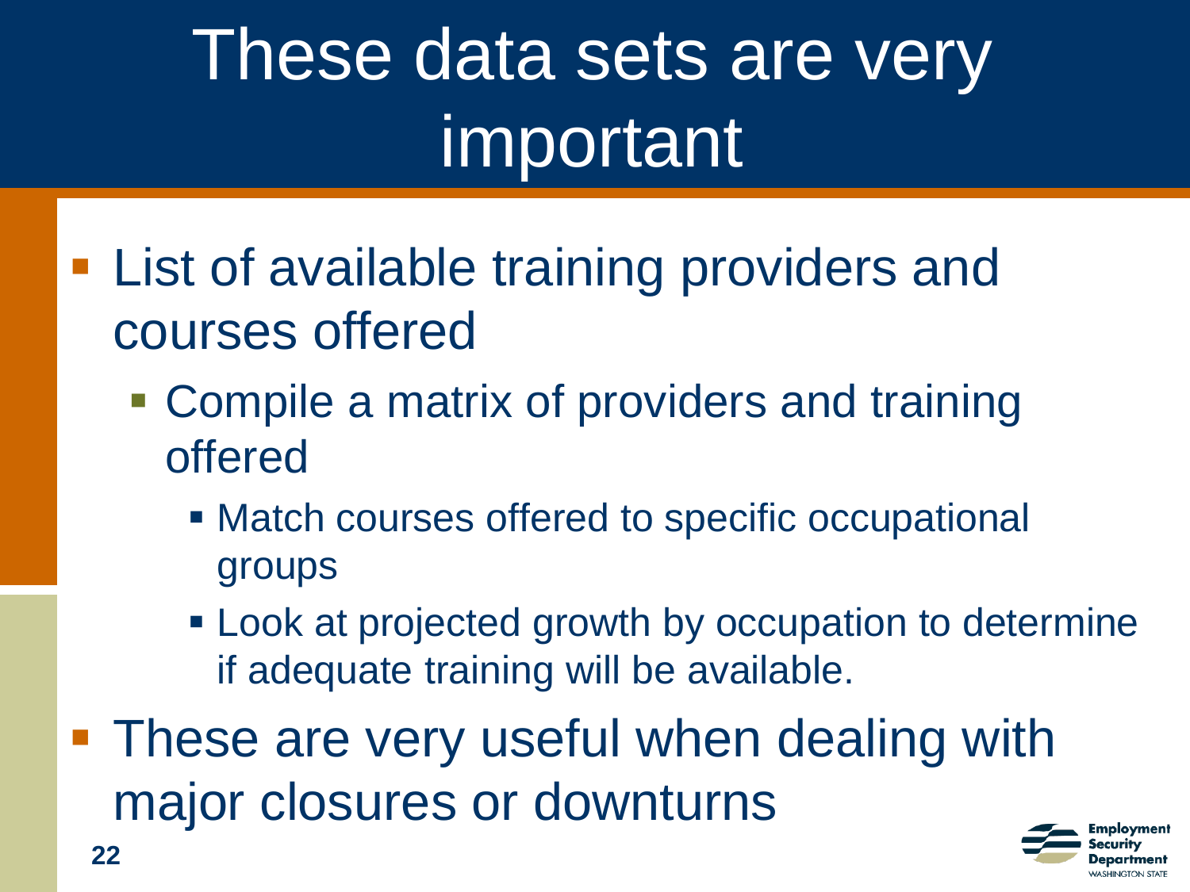# These data sets are very important

- List of available training providers and courses offered
  - Compile a matrix of providers and training offered
    - Match courses offered to specific occupational groups
    - Look at projected growth by occupation to determine if adequate training will be available.
- These are very useful when dealing with major closures or downturns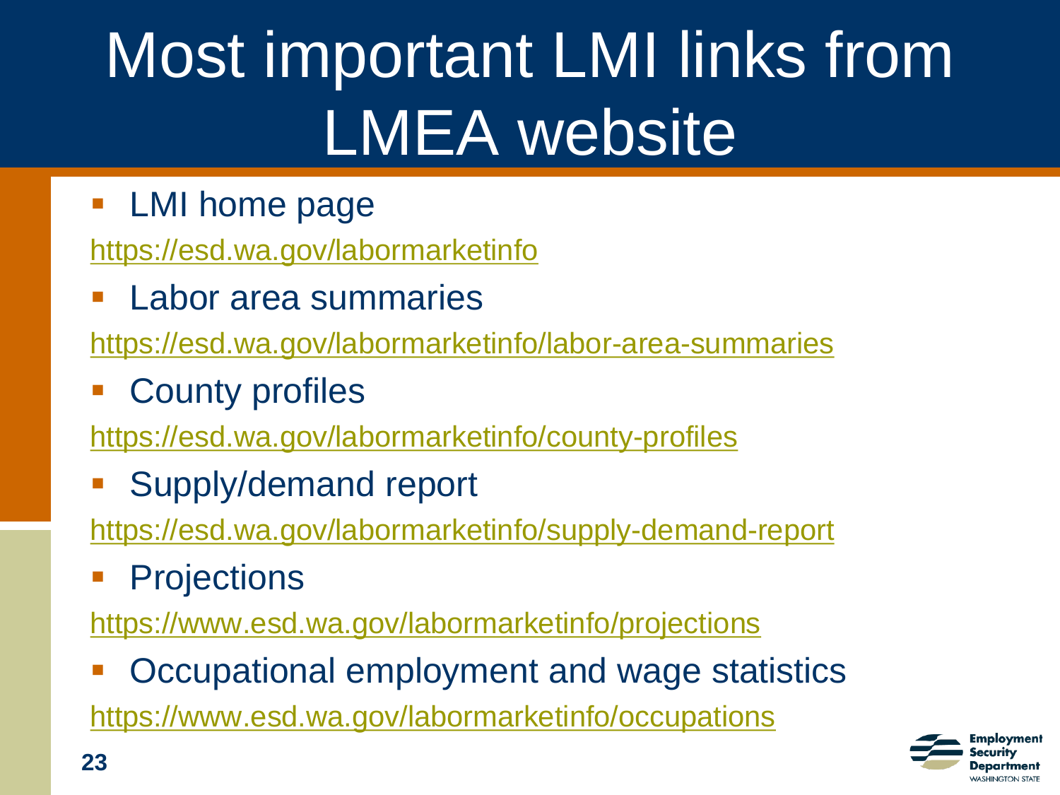# Most important LMI links from LMEA website

- LMI home page

https://esd.wa.gov/labormarketinfo

- Labor area summaries

https://esd.wa.gov/labormarketinfo/labor-area-summaries

- County profiles

https://esd.wa.gov/labormarketinfo/county-profiles

- Supply/demand report

https://esd.wa.gov/labormarketinfo/supply-demand-report

- Projections

https://www.esd.wa.gov/labormarketinfo/projections

- Occupational employment and wage statistics

https://www.esd.wa.gov/labormarketinfo/occupations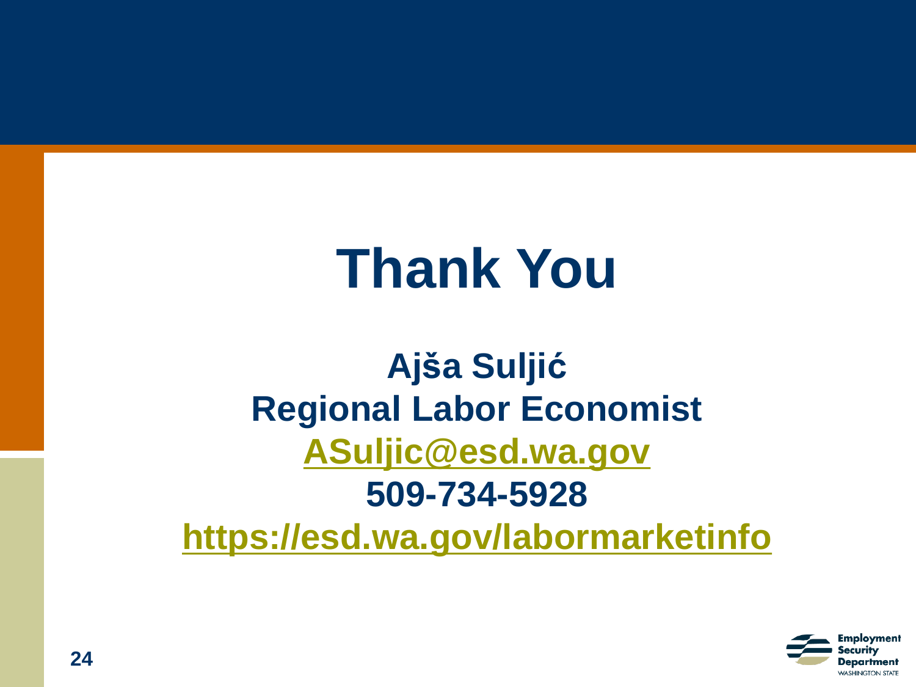# Thank You

**Ajša Suljić**
**Regional Labor Economist**
**ASuljic@esd.wa.gov**
**509-734-5928**
**https://esd.wa.gov/labormarketinfo**

Employment Security Department
WASHINGTON STATE